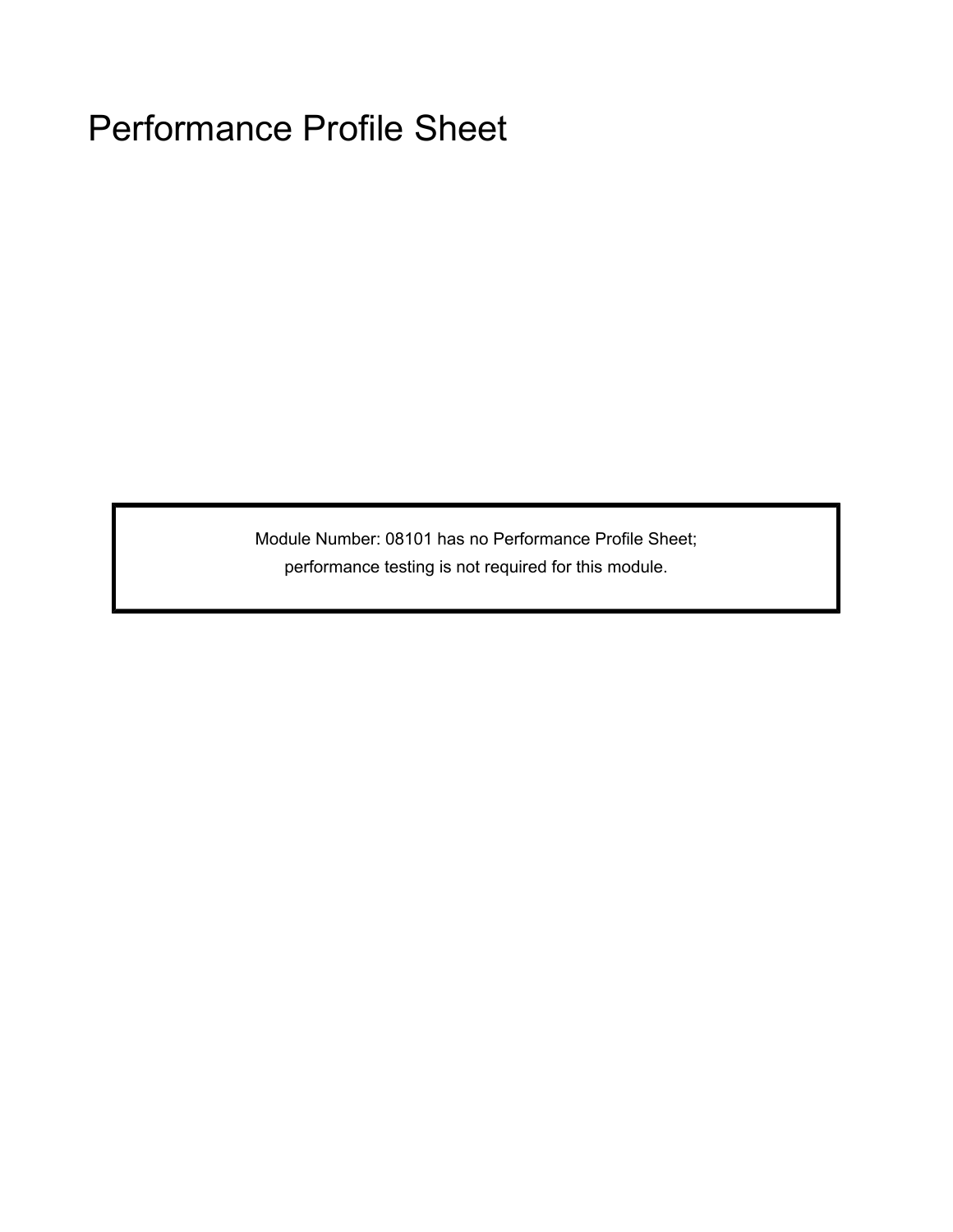# Performance Profile Sheet

Module Number: 08101 has no Performance Profile Sheet;
performance testing is not required for this module.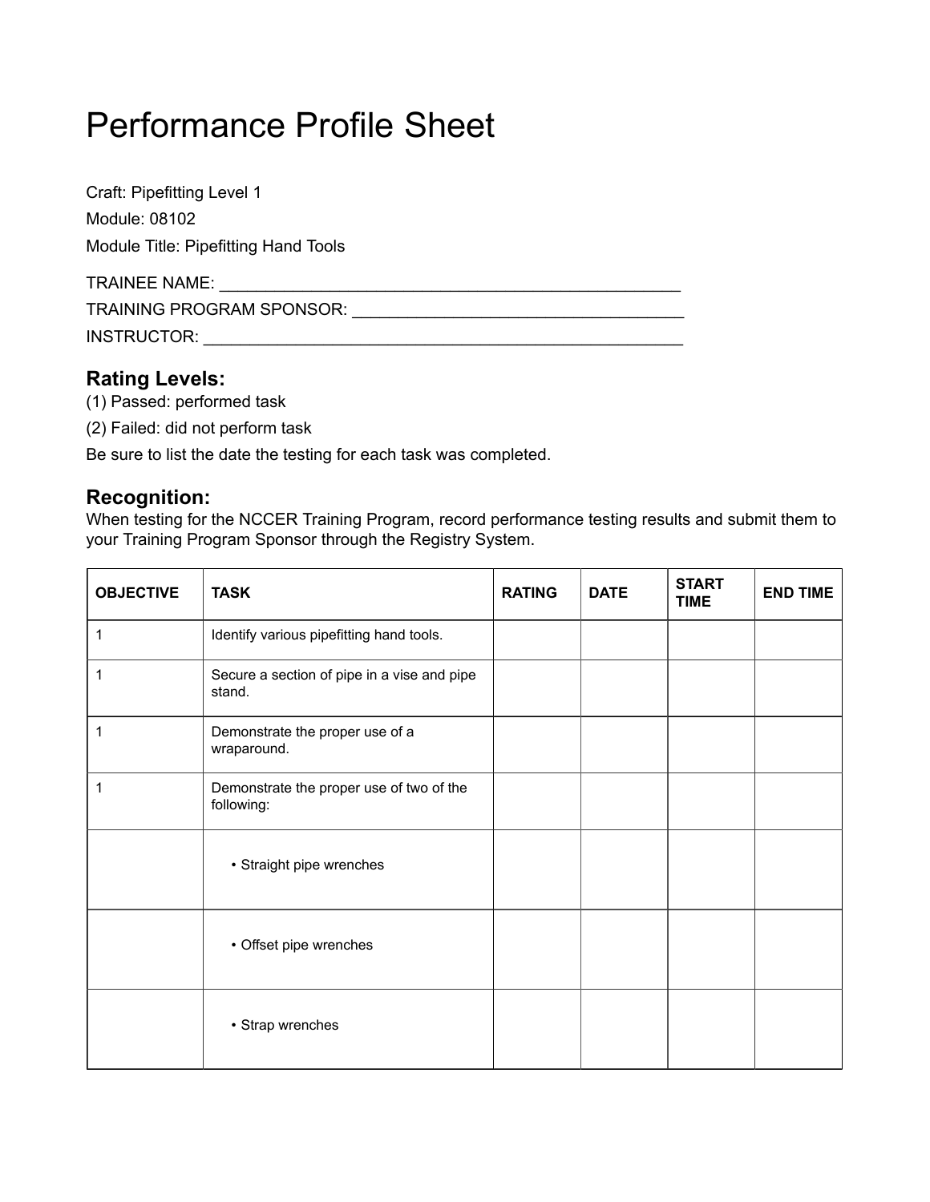# Performance Profile Sheet

Craft: Pipefitting Level 1

Module: 08102

Module Title: Pipefitting Hand Tools

TRAINEE NAME: ____________________________________________________

TRAINING PROGRAM SPONSOR: ____________________________________

INSTRUCTOR: _____________________________________________________

### Rating Levels:

(1) Passed: performed task

(2) Failed: did not perform task

Be sure to list the date the testing for each task was completed.

### Recognition:

When testing for the NCCER Training Program, record performance testing results and submit them to your Training Program Sponsor through the Registry System.

| OBJECTIVE | TASK | RATING | DATE | START TIME | END TIME |
|---|---|---|---|---|---|
| 1 | Identify various pipefitting hand tools. | | | | |
| 1 | Secure a section of pipe in a vise and pipe stand. | | | | |
| 1 | Demonstrate the proper use of a wraparound. | | | | |
| 1 | Demonstrate the proper use of two of the following: | | | | |
| | • Straight pipe wrenches | | | | |
| | • Offset pipe wrenches | | | | |
| | • Strap wrenches | | | | |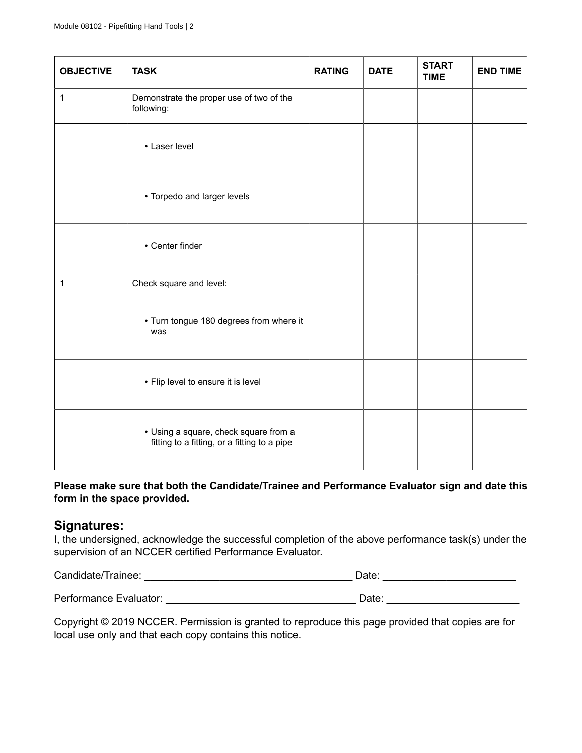| OBJECTIVE | TASK | RATING | DATE | START TIME | END TIME |
|---|---|---|---|---|---|
| 1 | Demonstrate the proper use of two of the following: | | | | |
| | • Laser level | | | | |
| | • Torpedo and larger levels | | | | |
| | • Center finder | | | | |
| 1 | Check square and level: | | | | |
| | • Turn tongue 180 degrees from where it was | | | | |
| | • Flip level to ensure it is level | | | | |
| | • Using a square, check square from a fitting to a fitting, or a fitting to a pipe | | | | |

**Please make sure that both the Candidate/Trainee and Performance Evaluator sign and date this form in the space provided.**

## Signatures:

I, the undersigned, acknowledge the successful completion of the above performance task(s) under the supervision of an NCCER certified Performance Evaluator.

Candidate/Trainee: ___________________________________ Date: ______________________

Performance Evaluator: ________________________________ Date: ______________________

Copyright © 2019 NCCER. Permission is granted to reproduce this page provided that copies are for local use only and that each copy contains this notice.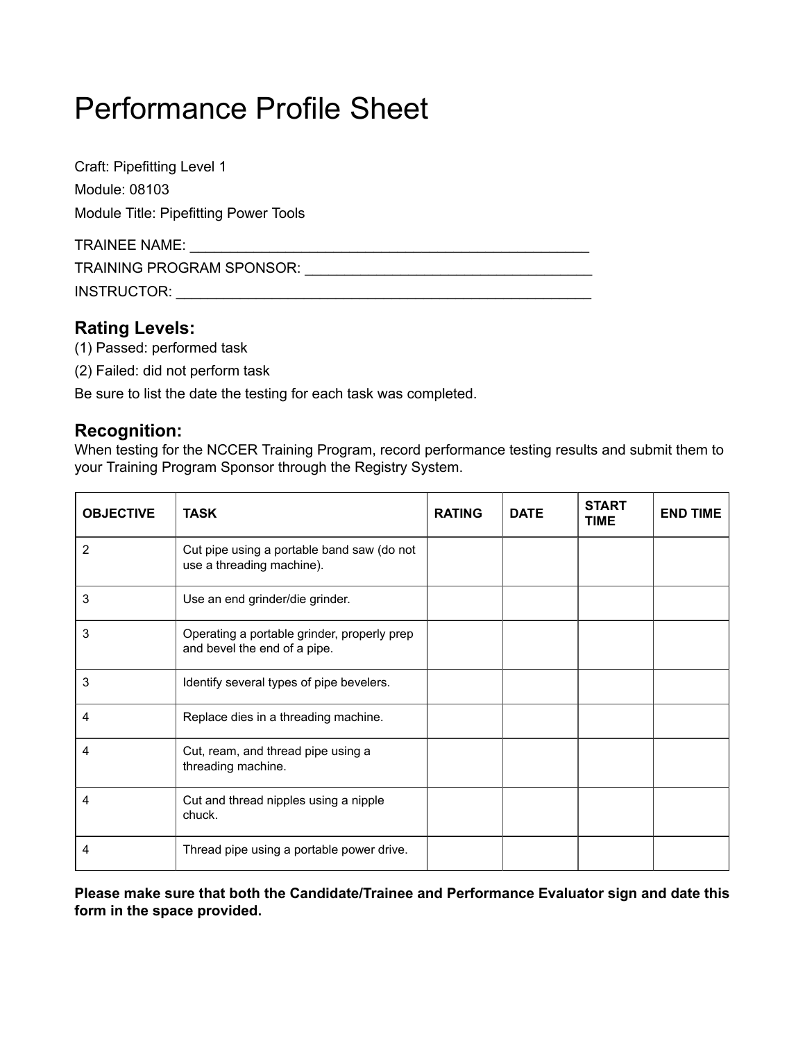# Performance Profile Sheet

Craft: Pipefitting Level 1

Module: 08103

Module Title: Pipefitting Power Tools

TRAINEE NAME: ___________________________________________________

TRAINING PROGRAM SPONSOR: _____________________________________

INSTRUCTOR: ______________________________________________________

## Rating Levels:

(1) Passed: performed task

(2) Failed: did not perform task

Be sure to list the date the testing for each task was completed.

## Recognition:

When testing for the NCCER Training Program, record performance testing results and submit them to your Training Program Sponsor through the Registry System.

| OBJECTIVE | TASK | RATING | DATE | START TIME | END TIME |
|---|---|---|---|---|---|
| 2 | Cut pipe using a portable band saw (do not use a threading machine). | | | | |
| 3 | Use an end grinder/die grinder. | | | | |
| 3 | Operating a portable grinder, properly prep and bevel the end of a pipe. | | | | |
| 3 | Identify several types of pipe bevelers. | | | | |
| 4 | Replace dies in a threading machine. | | | | |
| 4 | Cut, ream, and thread pipe using a threading machine. | | | | |
| 4 | Cut and thread nipples using a nipple chuck. | | | | |
| 4 | Thread pipe using a portable power drive. | | | | |

**Please make sure that both the Candidate/Trainee and Performance Evaluator sign and date this form in the space provided.**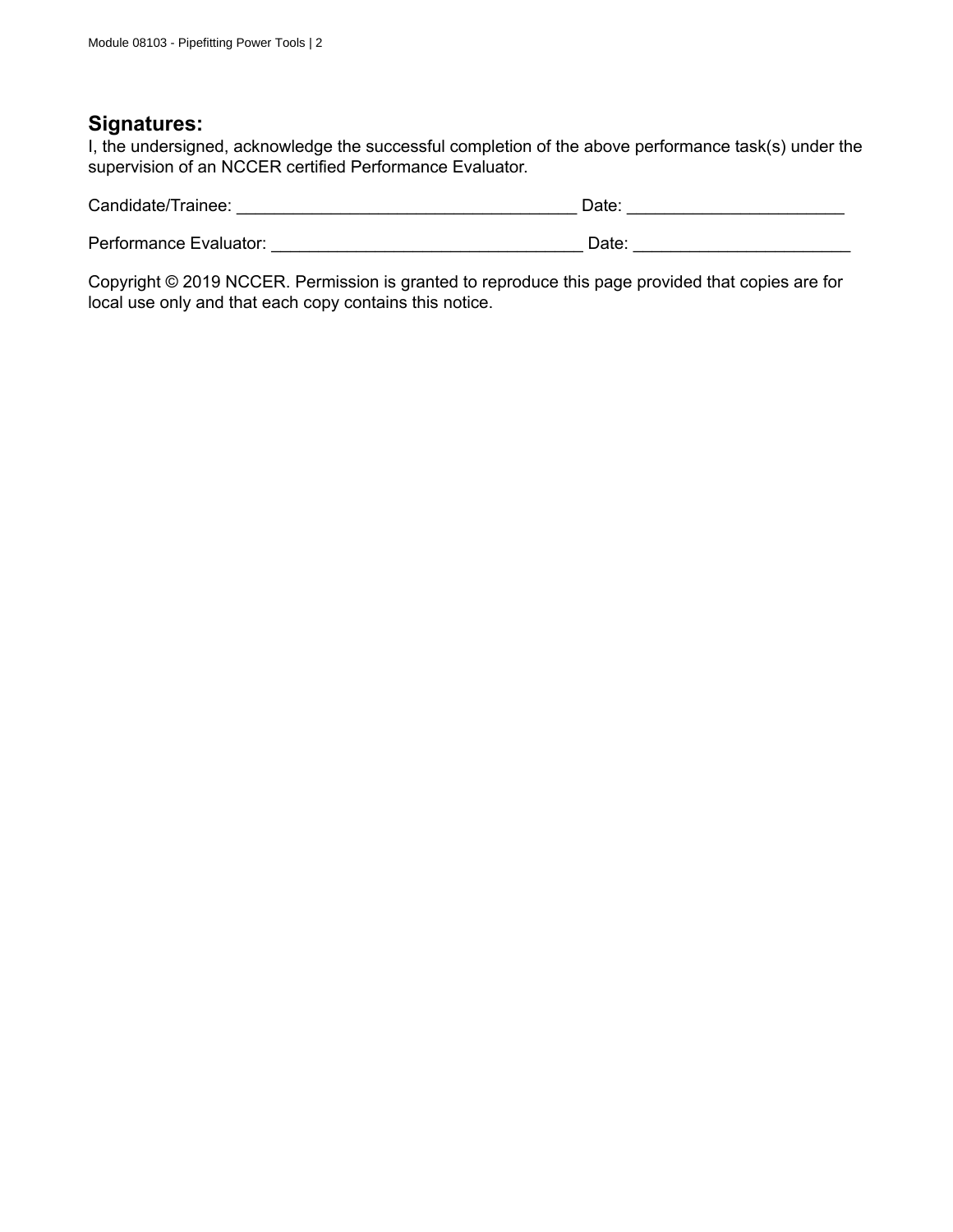## Signatures:

I, the undersigned, acknowledge the successful completion of the above performance task(s) under the supervision of an NCCER certified Performance Evaluator.

Candidate/Trainee: ___________________________________ Date: ______________________

Performance Evaluator: ________________________________ Date: ______________________

Copyright © 2019 NCCER. Permission is granted to reproduce this page provided that copies are for local use only and that each copy contains this notice.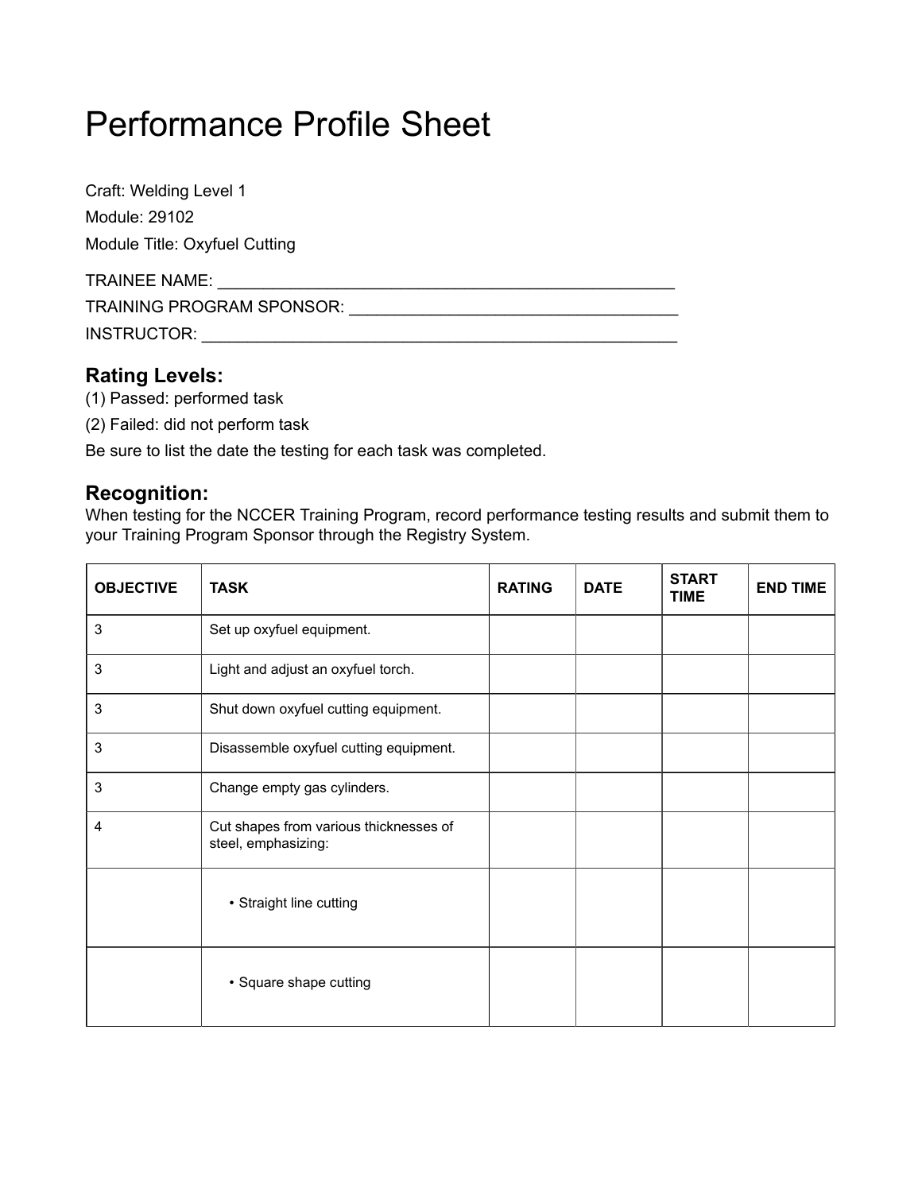# Performance Profile Sheet

Craft: Welding Level 1

Module: 29102

Module Title: Oxyfuel Cutting

TRAINEE NAME: ____________________________________________________

TRAINING PROGRAM SPONSOR: _____________________________________

INSTRUCTOR: ______________________________________________________

### Rating Levels:

(1) Passed: performed task

(2) Failed: did not perform task

Be sure to list the date the testing for each task was completed.

### Recognition:

When testing for the NCCER Training Program, record performance testing results and submit them to your Training Program Sponsor through the Registry System.

| OBJECTIVE | TASK | RATING | DATE | START TIME | END TIME |
|---|---|---|---|---|---|
| 3 | Set up oxyfuel equipment. | | | | |
| 3 | Light and adjust an oxyfuel torch. | | | | |
| 3 | Shut down oxyfuel cutting equipment. | | | | |
| 3 | Disassemble oxyfuel cutting equipment. | | | | |
| 3 | Change empty gas cylinders. | | | | |
| 4 | Cut shapes from various thicknesses of steel, emphasizing: | | | | |
| | • Straight line cutting | | | | |
| | • Square shape cutting | | | | |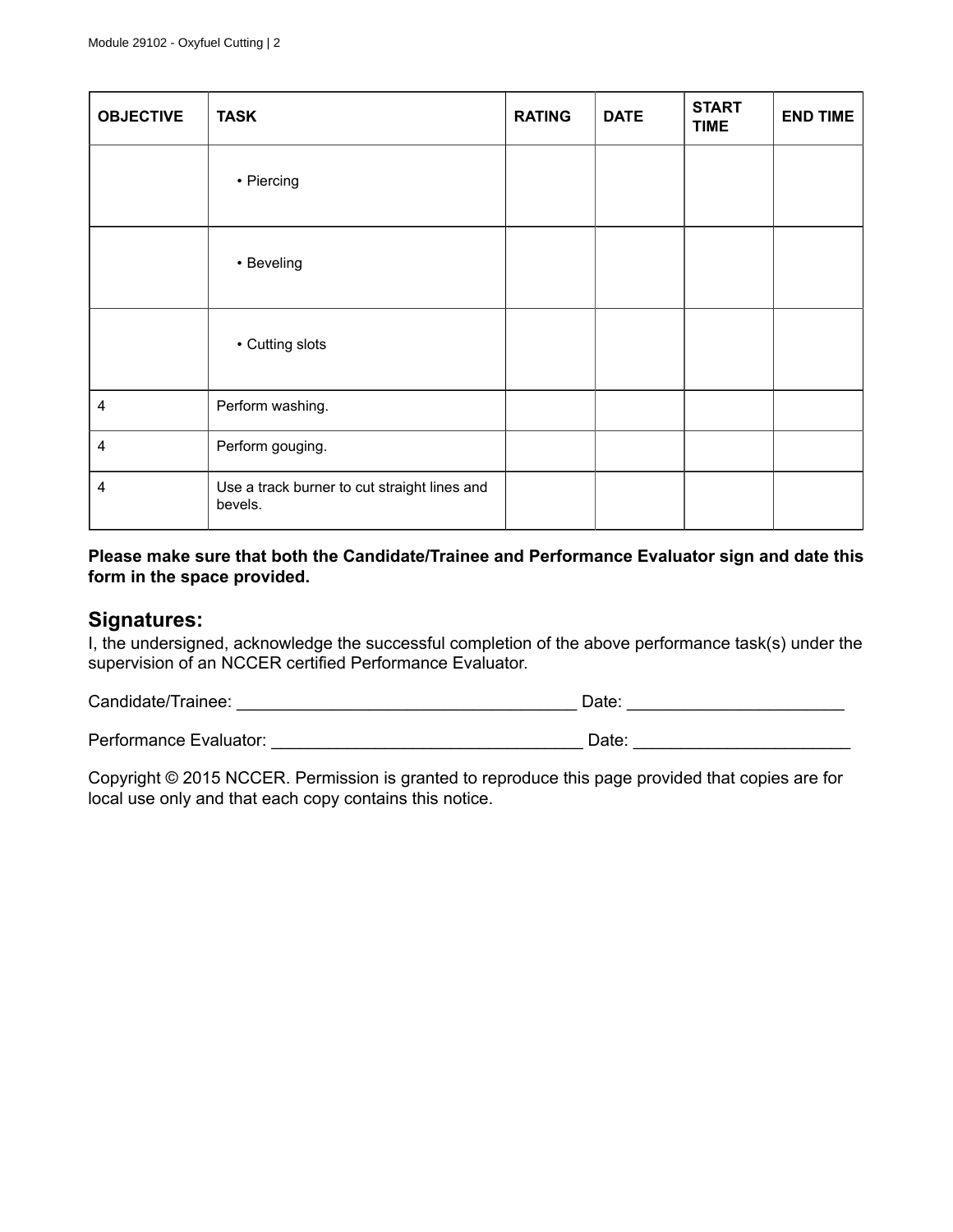| OBJECTIVE | TASK | RATING | DATE | START TIME | END TIME |
|---|---|---|---|---|---|
| | • Piercing | | | | |
| | • Beveling | | | | |
| | • Cutting slots | | | | |
| 4 | Perform washing. | | | | |
| 4 | Perform gouging. | | | | |
| 4 | Use a track burner to cut straight lines and bevels. | | | | |

**Please make sure that both the Candidate/Trainee and Performance Evaluator sign and date this form in the space provided.**

## Signatures:

I, the undersigned, acknowledge the successful completion of the above performance task(s) under the supervision of an NCCER certified Performance Evaluator.

Candidate/Trainee: ___________________________________ Date: ______________________

Performance Evaluator: ________________________________ Date: ______________________

Copyright © 2015 NCCER. Permission is granted to reproduce this page provided that copies are for local use only and that each copy contains this notice.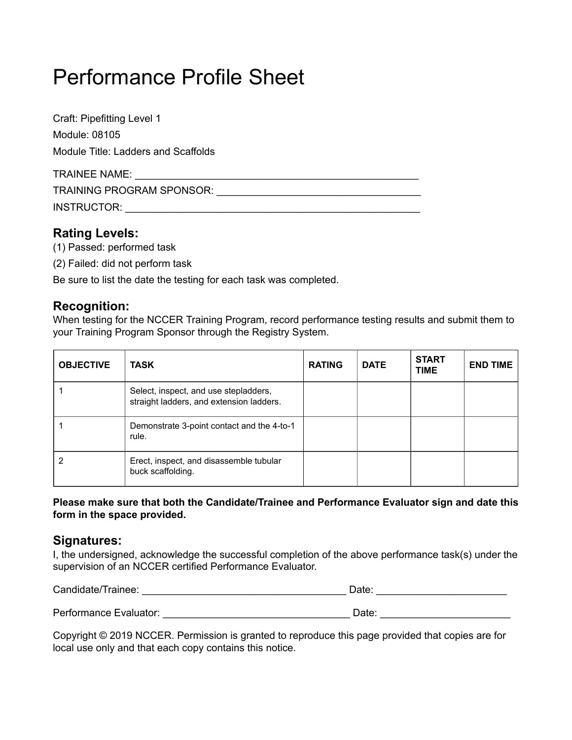# Performance Profile Sheet

Craft: Pipefitting Level 1

Module: 08105

Module Title: Ladders and Scaffolds

TRAINEE NAME: ___________________________________________________

TRAINING PROGRAM SPONSOR: ____________________________________

INSTRUCTOR: _____________________________________________________

### Rating Levels:

(1) Passed: performed task

(2) Failed: did not perform task

Be sure to list the date the testing for each task was completed.

### Recognition:

When testing for the NCCER Training Program, record performance testing results and submit them to your Training Program Sponsor through the Registry System.

| OBJECTIVE | TASK | RATING | DATE | START TIME | END TIME |
|---|---|---|---|---|---|
| 1 | Select, inspect, and use stepladders, straight ladders, and extension ladders. | | | | |
| 1 | Demonstrate 3-point contact and the 4-to-1 rule. | | | | |
| 2 | Erect, inspect, and disassemble tubular buck scaffolding. | | | | |

**Please make sure that both the Candidate/Trainee and Performance Evaluator sign and date this form in the space provided.**

### Signatures:

I, the undersigned, acknowledge the successful completion of the above performance task(s) under the supervision of an NCCER certified Performance Evaluator.

Candidate/Trainee: ____________________________________ Date: ______________________

Performance Evaluator: _________________________________ Date: ______________________

Copyright © 2019 NCCER. Permission is granted to reproduce this page provided that copies are for local use only and that each copy contains this notice.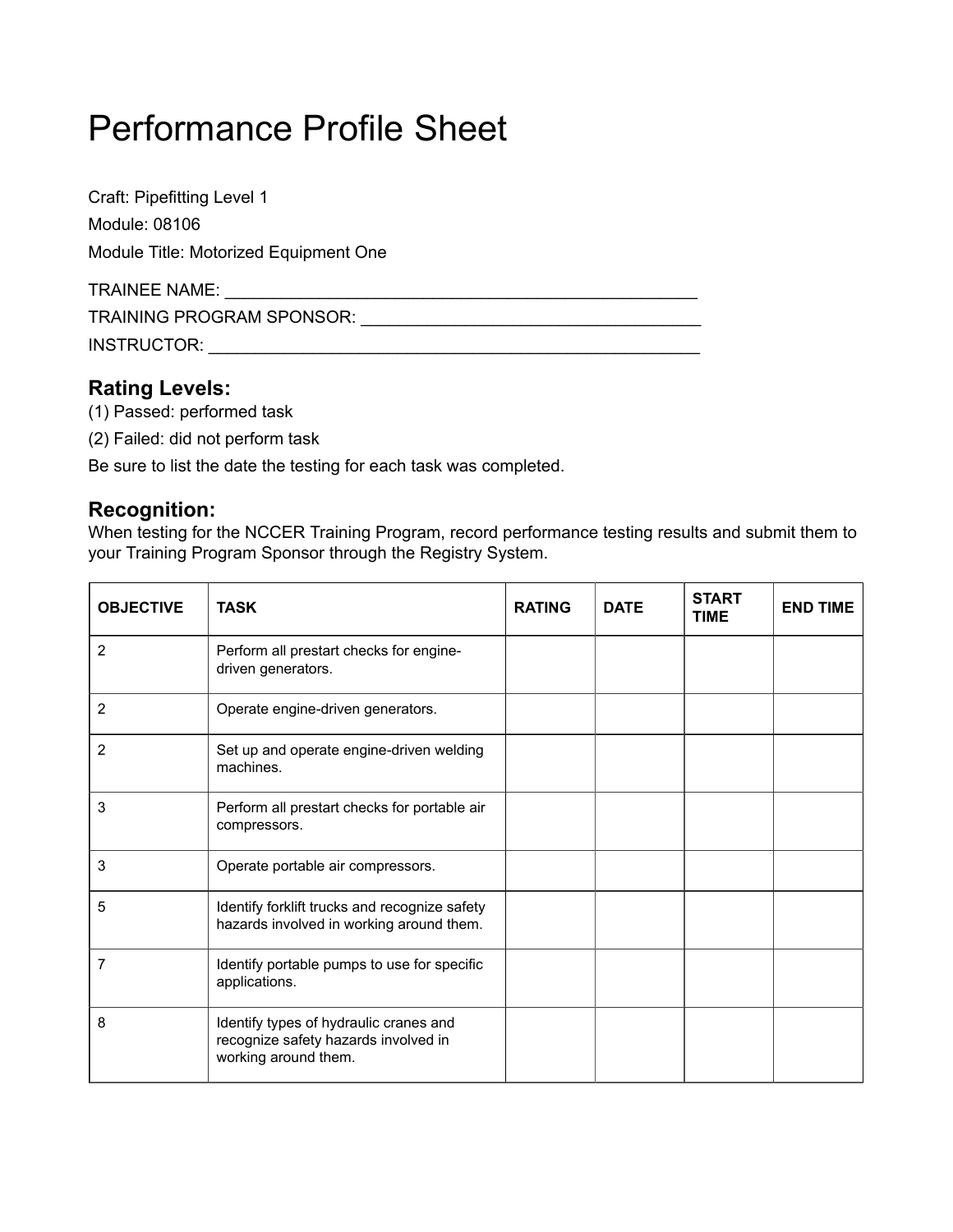# Performance Profile Sheet

Craft: Pipefitting Level 1

Module: 08106

Module Title: Motorized Equipment One

TRAINEE NAME: ___________________________________________________

TRAINING PROGRAM SPONSOR: _____________________________________

INSTRUCTOR: _____________________________________________________

## Rating Levels:

(1) Passed: performed task

(2) Failed: did not perform task

Be sure to list the date the testing for each task was completed.

## Recognition:

When testing for the NCCER Training Program, record performance testing results and submit them to your Training Program Sponsor through the Registry System.

| OBJECTIVE | TASK | RATING | DATE | START TIME | END TIME |
|---|---|---|---|---|---|
| 2 | Perform all prestart checks for engine-driven generators. | | | | |
| 2 | Operate engine-driven generators. | | | | |
| 2 | Set up and operate engine-driven welding machines. | | | | |
| 3 | Perform all prestart checks for portable air compressors. | | | | |
| 3 | Operate portable air compressors. | | | | |
| 5 | Identify forklift trucks and recognize safety hazards involved in working around them. | | | | |
| 7 | Identify portable pumps to use for specific applications. | | | | |
| 8 | Identify types of hydraulic cranes and recognize safety hazards involved in working around them. | | | | |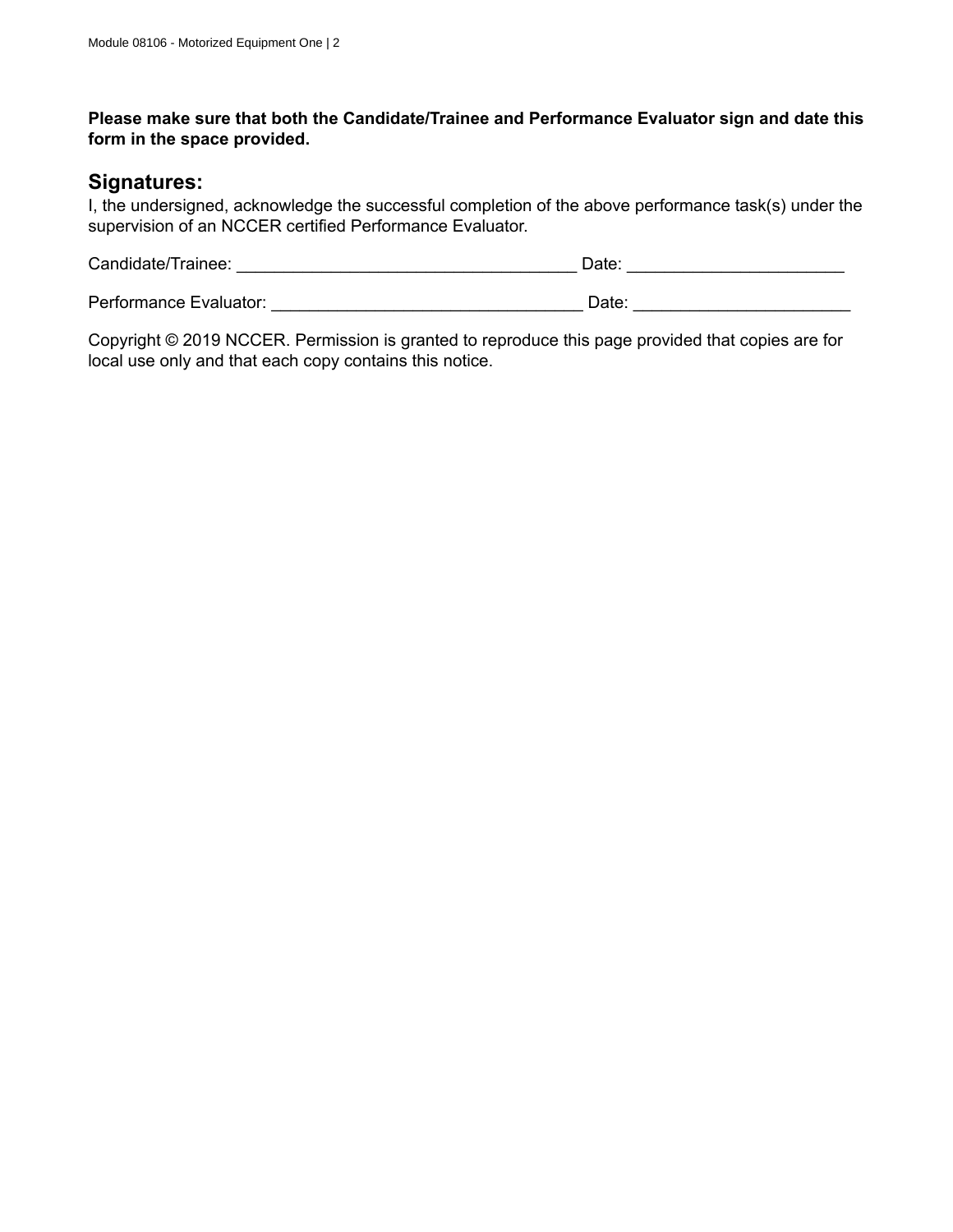**Please make sure that both the Candidate/Trainee and Performance Evaluator sign and date this form in the space provided.**

## Signatures:

I, the undersigned, acknowledge the successful completion of the above performance task(s) under the supervision of an NCCER certified Performance Evaluator.

Candidate/Trainee: ____________________________________ Date: ______________________

Performance Evaluator: _________________________________ Date: ______________________

Copyright © 2019 NCCER. Permission is granted to reproduce this page provided that copies are for local use only and that each copy contains this notice.